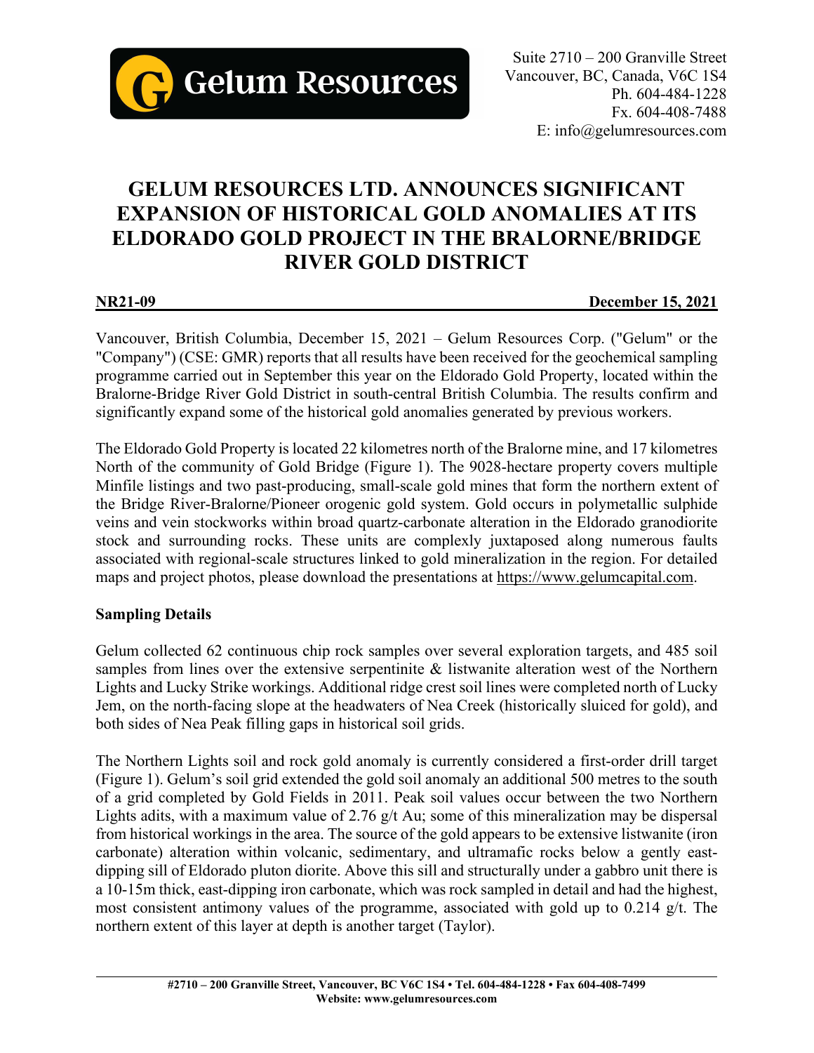Suite 2710 – 200 Granville Street
Vancouver, BC, Canada, V6C 1S4
Ph. 604-484-1228
Fx. 604-408-7488
E: info@gelumresources.com

# GELUM RESOURCES LTD. ANNOUNCES SIGNIFICANT EXPANSION OF HISTORICAL GOLD ANOMALIES AT ITS ELDORADO GOLD PROJECT IN THE BRALORNE/BRIDGE RIVER GOLD DISTRICT

**NR21-09** **December 15, 2021**

Vancouver, British Columbia, December 15, 2021 – Gelum Resources Corp. ("Gelum" or the "Company") (CSE: GMR) reports that all results have been received for the geochemical sampling programme carried out in September this year on the Eldorado Gold Property, located within the Bralorne-Bridge River Gold District in south-central British Columbia. The results confirm and significantly expand some of the historical gold anomalies generated by previous workers.

The Eldorado Gold Property is located 22 kilometres north of the Bralorne mine, and 17 kilometres North of the community of Gold Bridge (Figure 1). The 9028-hectare property covers multiple Minfile listings and two past-producing, small-scale gold mines that form the northern extent of the Bridge River-Bralorne/Pioneer orogenic gold system. Gold occurs in polymetallic sulphide veins and vein stockworks within broad quartz-carbonate alteration in the Eldorado granodiorite stock and surrounding rocks. These units are complexly juxtaposed along numerous faults associated with regional-scale structures linked to gold mineralization in the region. For detailed maps and project photos, please download the presentations at https://www.gelumcapital.com.

## Sampling Details

Gelum collected 62 continuous chip rock samples over several exploration targets, and 485 soil samples from lines over the extensive serpentinite & listwanite alteration west of the Northern Lights and Lucky Strike workings. Additional ridge crest soil lines were completed north of Lucky Jem, on the north-facing slope at the headwaters of Nea Creek (historically sluiced for gold), and both sides of Nea Peak filling gaps in historical soil grids.

The Northern Lights soil and rock gold anomaly is currently considered a first-order drill target (Figure 1). Gelum's soil grid extended the gold soil anomaly an additional 500 metres to the south of a grid completed by Gold Fields in 2011. Peak soil values occur between the two Northern Lights adits, with a maximum value of 2.76 g/t Au; some of this mineralization may be dispersal from historical workings in the area. The source of the gold appears to be extensive listwanite (iron carbonate) alteration within volcanic, sedimentary, and ultramafic rocks below a gently east-dipping sill of Eldorado pluton diorite. Above this sill and structurally under a gabbro unit there is a 10-15m thick, east-dipping iron carbonate, which was rock sampled in detail and had the highest, most consistent antimony values of the programme, associated with gold up to 0.214 g/t. The northern extent of this layer at depth is another target (Taylor).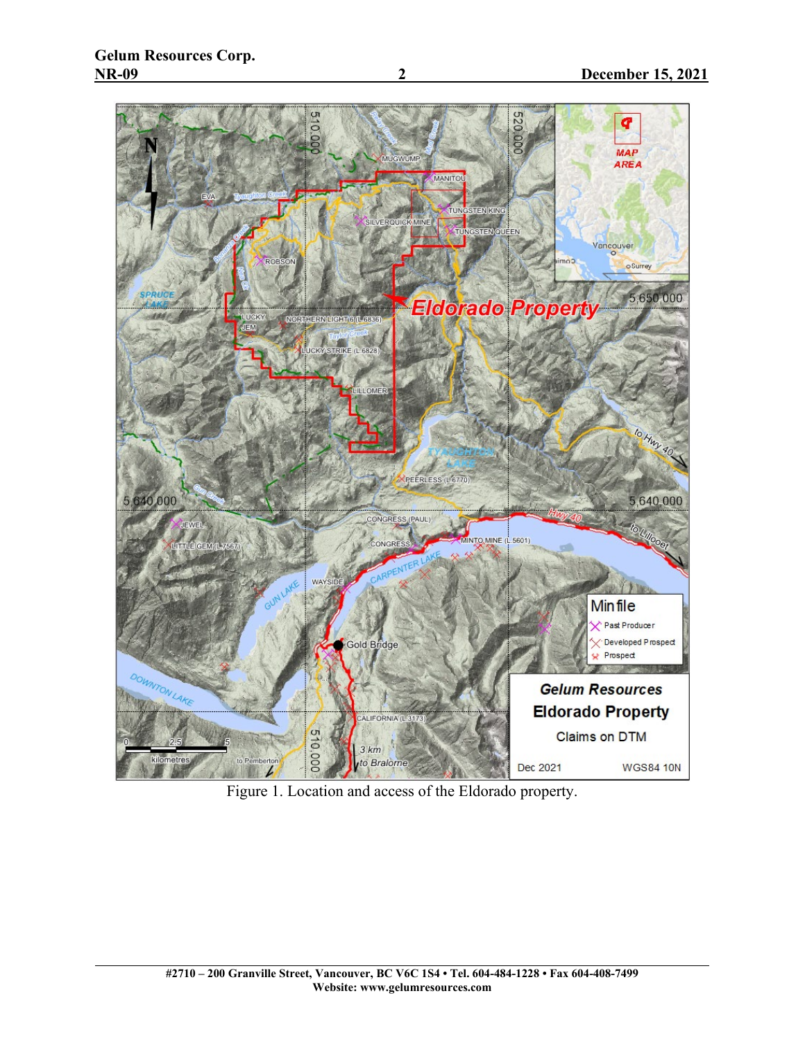Figure 1. Location and access of the Eldorado property.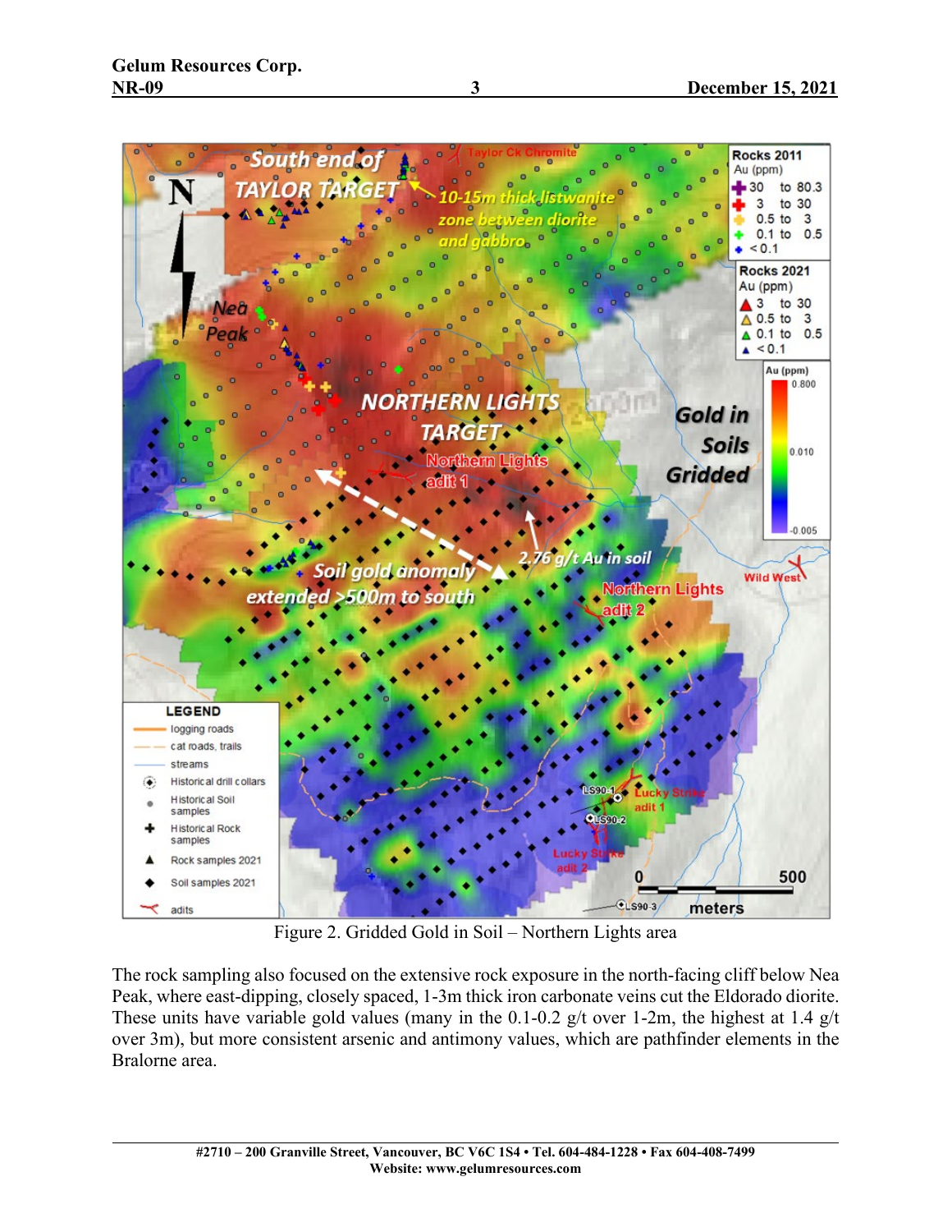Figure 2. Gridded Gold in Soil – Northern Lights area

The rock sampling also focused on the extensive rock exposure in the north-facing cliff below Nea Peak, where east-dipping, closely spaced, 1-3m thick iron carbonate veins cut the Eldorado diorite. These units have variable gold values (many in the 0.1-0.2 g/t over 1-2m, the highest at 1.4 g/t over 3m), but more consistent arsenic and antimony values, which are pathfinder elements in the Bralorne area.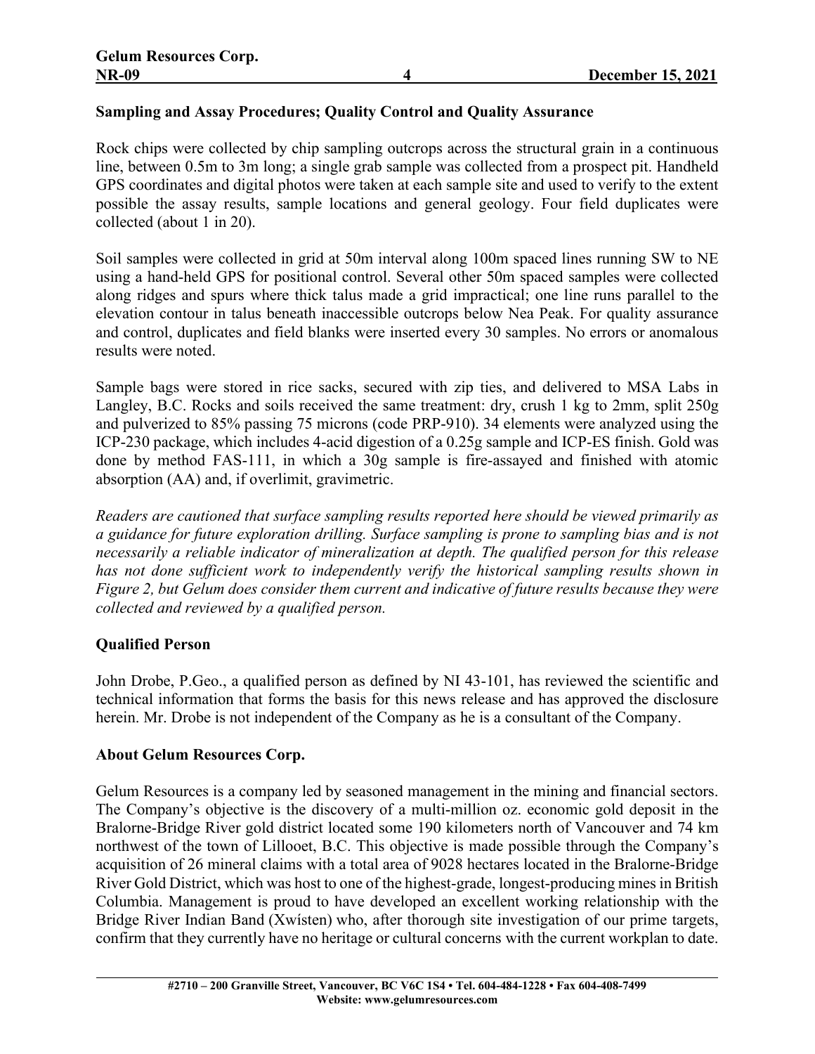## Sampling and Assay Procedures; Quality Control and Quality Assurance

Rock chips were collected by chip sampling outcrops across the structural grain in a continuous line, between 0.5m to 3m long; a single grab sample was collected from a prospect pit. Handheld GPS coordinates and digital photos were taken at each sample site and used to verify to the extent possible the assay results, sample locations and general geology. Four field duplicates were collected (about 1 in 20).

Soil samples were collected in grid at 50m interval along 100m spaced lines running SW to NE using a hand-held GPS for positional control. Several other 50m spaced samples were collected along ridges and spurs where thick talus made a grid impractical; one line runs parallel to the elevation contour in talus beneath inaccessible outcrops below Nea Peak. For quality assurance and control, duplicates and field blanks were inserted every 30 samples. No errors or anomalous results were noted.

Sample bags were stored in rice sacks, secured with zip ties, and delivered to MSA Labs in Langley, B.C. Rocks and soils received the same treatment: dry, crush 1 kg to 2mm, split 250g and pulverized to 85% passing 75 microns (code PRP-910). 34 elements were analyzed using the ICP-230 package, which includes 4-acid digestion of a 0.25g sample and ICP-ES finish. Gold was done by method FAS-111, in which a 30g sample is fire-assayed and finished with atomic absorption (AA) and, if overlimit, gravimetric.

*Readers are cautioned that surface sampling results reported here should be viewed primarily as a guidance for future exploration drilling. Surface sampling is prone to sampling bias and is not necessarily a reliable indicator of mineralization at depth. The qualified person for this release has not done sufficient work to independently verify the historical sampling results shown in Figure 2, but Gelum does consider them current and indicative of future results because they were collected and reviewed by a qualified person.*

## Qualified Person

John Drobe, P.Geo., a qualified person as defined by NI 43-101, has reviewed the scientific and technical information that forms the basis for this news release and has approved the disclosure herein. Mr. Drobe is not independent of the Company as he is a consultant of the Company.

## About Gelum Resources Corp.

Gelum Resources is a company led by seasoned management in the mining and financial sectors. The Company's objective is the discovery of a multi-million oz. economic gold deposit in the Bralorne-Bridge River gold district located some 190 kilometers north of Vancouver and 74 km northwest of the town of Lillooet, B.C. This objective is made possible through the Company's acquisition of 26 mineral claims with a total area of 9028 hectares located in the Bralorne-Bridge River Gold District, which was host to one of the highest-grade, longest-producing mines in British Columbia. Management is proud to have developed an excellent working relationship with the Bridge River Indian Band (Xwísten) who, after thorough site investigation of our prime targets, confirm that they currently have no heritage or cultural concerns with the current workplan to date.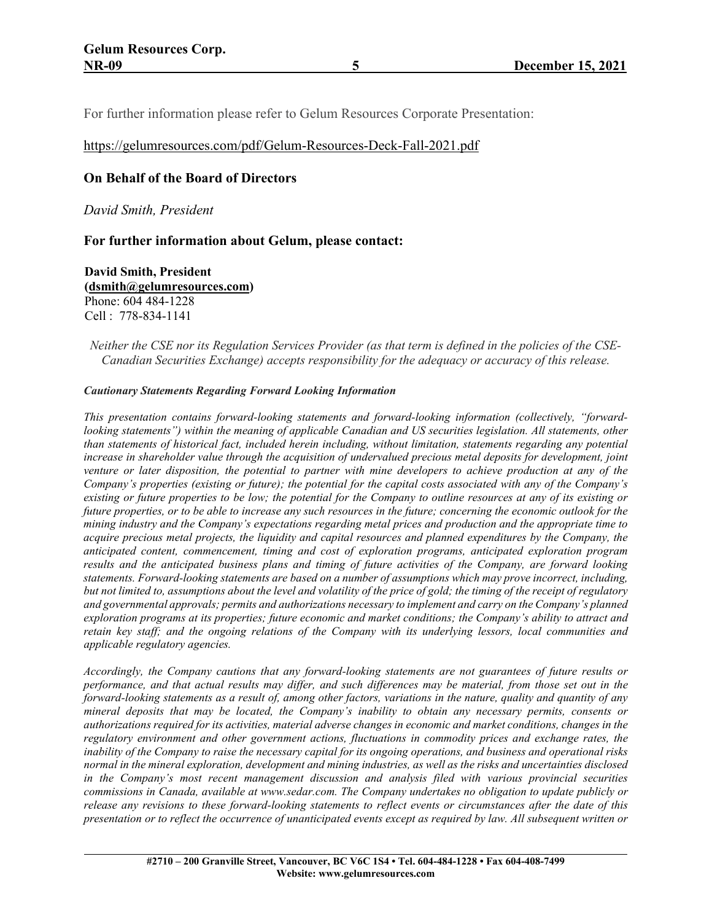For further information please refer to Gelum Resources Corporate Presentation:

https://gelumresources.com/pdf/Gelum-Resources-Deck-Fall-2021.pdf

### On Behalf of the Board of Directors

*David Smith, President*

### For further information about Gelum, please contact:

**David Smith, President**
**(dsmith@gelumresources.com)**
Phone: 604 484-1228
Cell : 778-834-1141

*Neither the CSE nor its Regulation Services Provider (as that term is defined in the policies of the CSE-Canadian Securities Exchange) accepts responsibility for the adequacy or accuracy of this release.*

***Cautionary Statements Regarding Forward Looking Information***

*This presentation contains forward-looking statements and forward-looking information (collectively, "forward-looking statements") within the meaning of applicable Canadian and US securities legislation. All statements, other than statements of historical fact, included herein including, without limitation, statements regarding any potential increase in shareholder value through the acquisition of undervalued precious metal deposits for development, joint venture or later disposition, the potential to partner with mine developers to achieve production at any of the Company's properties (existing or future); the potential for the capital costs associated with any of the Company's existing or future properties to be low; the potential for the Company to outline resources at any of its existing or future properties, or to be able to increase any such resources in the future; concerning the economic outlook for the mining industry and the Company's expectations regarding metal prices and production and the appropriate time to acquire precious metal projects, the liquidity and capital resources and planned expenditures by the Company, the anticipated content, commencement, timing and cost of exploration programs, anticipated exploration program results and the anticipated business plans and timing of future activities of the Company, are forward looking statements. Forward-looking statements are based on a number of assumptions which may prove incorrect, including, but not limited to, assumptions about the level and volatility of the price of gold; the timing of the receipt of regulatory and governmental approvals; permits and authorizations necessary to implement and carry on the Company's planned exploration programs at its properties; future economic and market conditions; the Company's ability to attract and retain key staff; and the ongoing relations of the Company with its underlying lessors, local communities and applicable regulatory agencies.*

*Accordingly, the Company cautions that any forward-looking statements are not guarantees of future results or performance, and that actual results may differ, and such differences may be material, from those set out in the forward-looking statements as a result of, among other factors, variations in the nature, quality and quantity of any mineral deposits that may be located, the Company's inability to obtain any necessary permits, consents or authorizations required for its activities, material adverse changes in economic and market conditions, changes in the regulatory environment and other government actions, fluctuations in commodity prices and exchange rates, the inability of the Company to raise the necessary capital for its ongoing operations, and business and operational risks normal in the mineral exploration, development and mining industries, as well as the risks and uncertainties disclosed in the Company's most recent management discussion and analysis filed with various provincial securities commissions in Canada, available at www.sedar.com. The Company undertakes no obligation to update publicly or release any revisions to these forward-looking statements to reflect events or circumstances after the date of this presentation or to reflect the occurrence of unanticipated events except as required by law. All subsequent written or*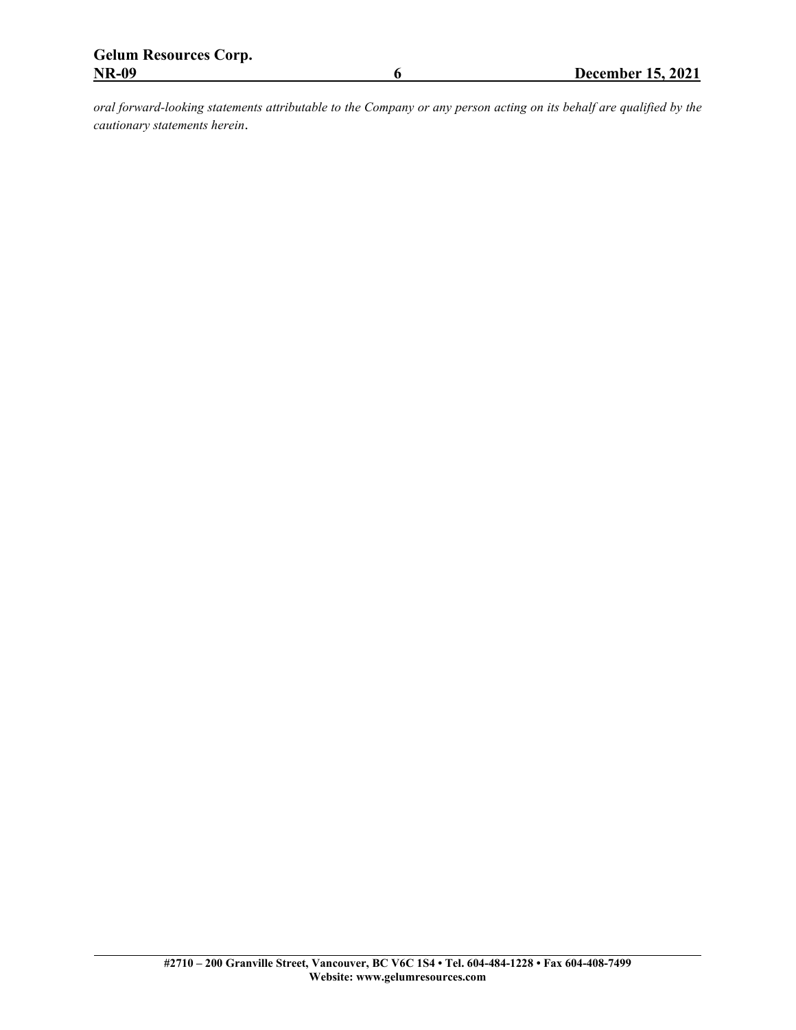*oral forward-looking statements attributable to the Company or any person acting on its behalf are qualified by the cautionary statements herein.*